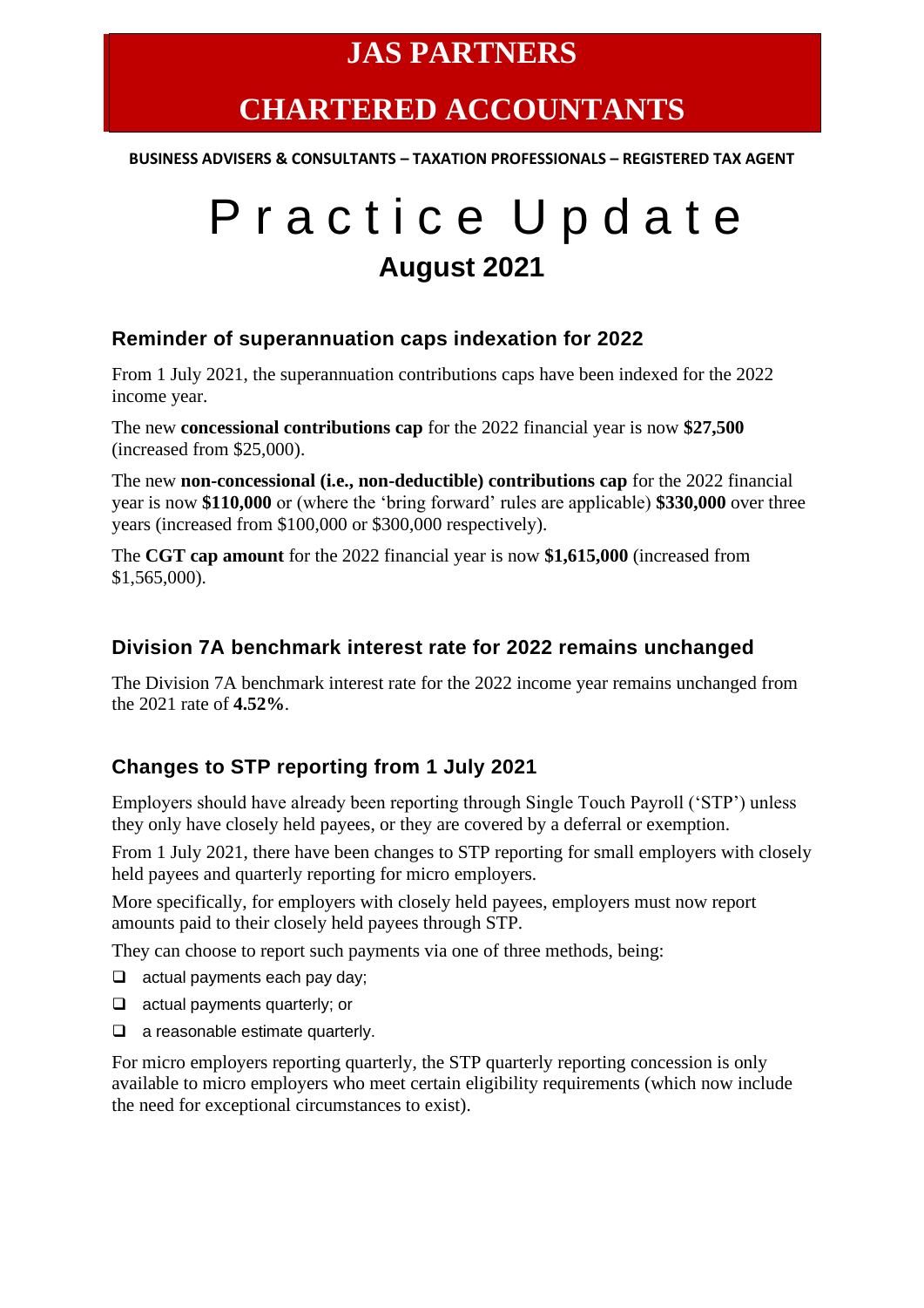# JAS PARTNERS

# CHARTERED ACCOUNTANTS

**BUSINESS ADVISERS & CONSULTANTS – TAXATION PROFESSIONALS – REGISTERED TAX AGENT**

# Practice Update

## August 2021

### Reminder of superannuation caps indexation for 2022

From 1 July 2021, the superannuation contributions caps have been indexed for the 2022 income year.

The new **concessional contributions cap** for the 2022 financial year is now **$27,500** (increased from $25,000).

The new **non-concessional (i.e., non-deductible) contributions cap** for the 2022 financial year is now **$110,000** or (where the 'bring forward' rules are applicable) **$330,000** over three years (increased from $100,000 or $300,000 respectively).

The **CGT cap amount** for the 2022 financial year is now **$1,615,000** (increased from $1,565,000).

### Division 7A benchmark interest rate for 2022 remains unchanged

The Division 7A benchmark interest rate for the 2022 income year remains unchanged from the 2021 rate of **4.52%**.

### Changes to STP reporting from 1 July 2021

Employers should have already been reporting through Single Touch Payroll ('STP') unless they only have closely held payees, or they are covered by a deferral or exemption.

From 1 July 2021, there have been changes to STP reporting for small employers with closely held payees and quarterly reporting for micro employers.

More specifically, for employers with closely held payees, employers must now report amounts paid to their closely held payees through STP.

They can choose to report such payments via one of three methods, being:

- actual payments each pay day;
- actual payments quarterly; or
- a reasonable estimate quarterly.

For micro employers reporting quarterly, the STP quarterly reporting concession is only available to micro employers who meet certain eligibility requirements (which now include the need for exceptional circumstances to exist).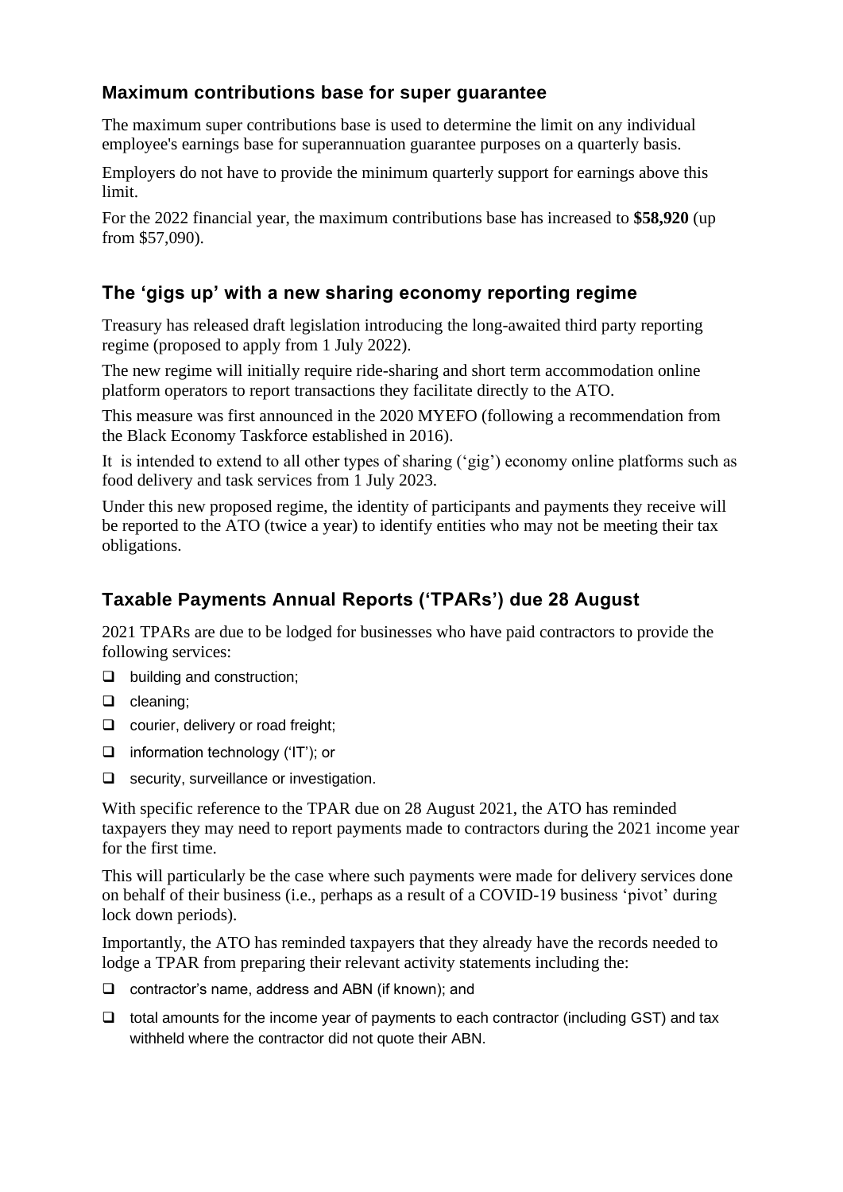## Maximum contributions base for super guarantee

The maximum super contributions base is used to determine the limit on any individual employee's earnings base for superannuation guarantee purposes on a quarterly basis.

Employers do not have to provide the minimum quarterly support for earnings above this limit.

For the 2022 financial year, the maximum contributions base has increased to **$58,920** (up from $57,090).

## The 'gigs up' with a new sharing economy reporting regime

Treasury has released draft legislation introducing the long-awaited third party reporting regime (proposed to apply from 1 July 2022).

The new regime will initially require ride-sharing and short term accommodation online platform operators to report transactions they facilitate directly to the ATO.

This measure was first announced in the 2020 MYEFO (following a recommendation from the Black Economy Taskforce established in 2016).

It is intended to extend to all other types of sharing ('gig') economy online platforms such as food delivery and task services from 1 July 2023.

Under this new proposed regime, the identity of participants and payments they receive will be reported to the ATO (twice a year) to identify entities who may not be meeting their tax obligations.

## Taxable Payments Annual Reports ('TPARs') due 28 August

2021 TPARs are due to be lodged for businesses who have paid contractors to provide the following services:

- building and construction;
- cleaning;
- courier, delivery or road freight;
- information technology ('IT'); or
- security, surveillance or investigation.

With specific reference to the TPAR due on 28 August 2021, the ATO has reminded taxpayers they may need to report payments made to contractors during the 2021 income year for the first time.

This will particularly be the case where such payments were made for delivery services done on behalf of their business (i.e., perhaps as a result of a COVID-19 business 'pivot' during lock down periods).

Importantly, the ATO has reminded taxpayers that they already have the records needed to lodge a TPAR from preparing their relevant activity statements including the:

- contractor's name, address and ABN (if known); and
- total amounts for the income year of payments to each contractor (including GST) and tax withheld where the contractor did not quote their ABN.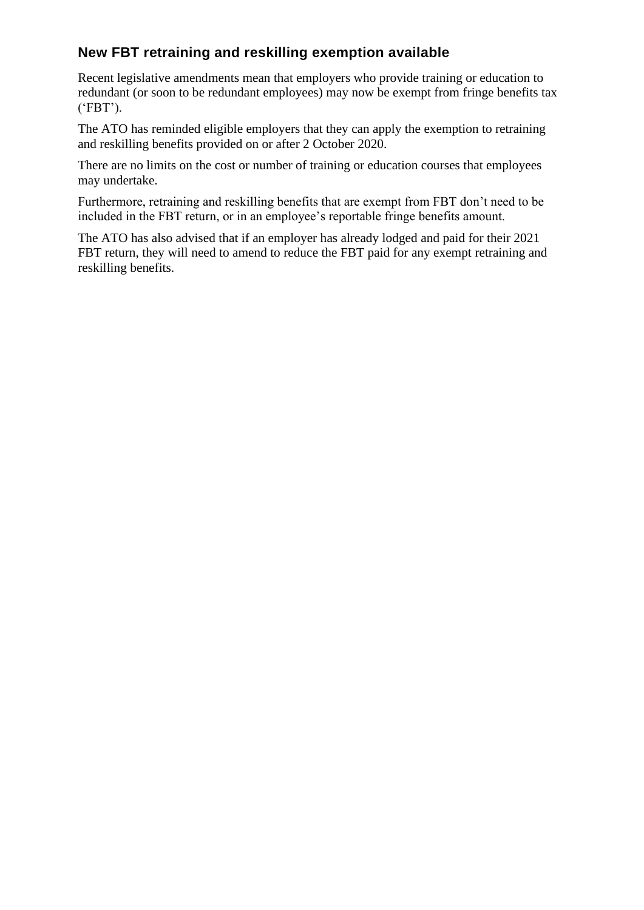## New FBT retraining and reskilling exemption available

Recent legislative amendments mean that employers who provide training or education to redundant (or soon to be redundant employees) may now be exempt from fringe benefits tax ('FBT').

The ATO has reminded eligible employers that they can apply the exemption to retraining and reskilling benefits provided on or after 2 October 2020.

There are no limits on the cost or number of training or education courses that employees may undertake.

Furthermore, retraining and reskilling benefits that are exempt from FBT don't need to be included in the FBT return, or in an employee's reportable fringe benefits amount.

The ATO has also advised that if an employer has already lodged and paid for their 2021 FBT return, they will need to amend to reduce the FBT paid for any exempt retraining and reskilling benefits.